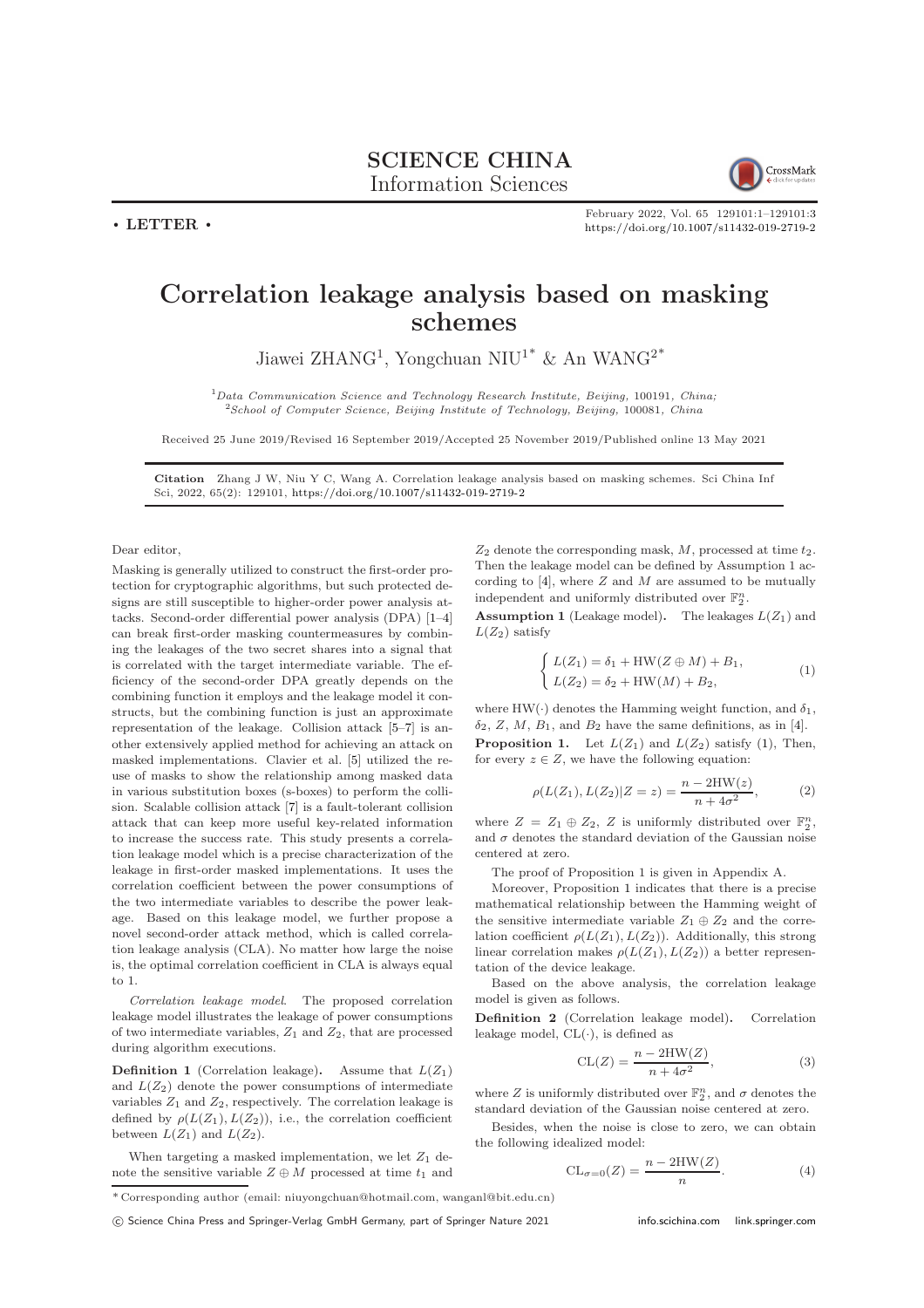# SCIENCE CHINA Information Sciences

• LETTER •

# Correlation leakage analysis based on masking schemes

Jiawei ZHANG[1], Yongchuan NIU[1*] & An WANG[2*]

[1] *Data Communication Science and Technology Research Institute, Beijing, 100191, China;*
[2] *School of Computer Science, Beijing Institute of Technology, Beijing, 100081, China*

Received 25 June 2019/Revised 16 September 2019/Accepted 25 November 2019/Published online 13 May 2021

**Citation** Zhang J W, Niu Y C, Wang A. Correlation leakage analysis based on masking schemes. Sci China Inf Sci, 2022, 65(2): 129101, https://doi.org/10.1007/s11432-019-2719-2

Dear editor,

Masking is generally utilized to construct the first-order protection for cryptographic algorithms, but such protected designs are still susceptible to higher-order power analysis attacks. Second-order differential power analysis (DPA) [1–4] can break first-order masking countermeasures by combining the leakages of the two secret shares into a signal that is correlated with the target intermediate variable. The efficiency of the second-order DPA greatly depends on the combining function it employs and the leakage model it constructs, but the combining function is just an approximate representation of the leakage. Collision attack [5–7] is another extensively applied method for achieving an attack on masked implementations. Clavier et al. [5] utilized the reuse of masks to show the relationship among masked data in various substitution boxes (s-boxes) to perform the collision. Scalable collision attack [7] is a fault-tolerant collision attack that can keep more useful key-related information to increase the success rate. This study presents a correlation leakage model which is a precise characterization of the leakage in first-order masked implementations. It uses the correlation coefficient between the power consumptions of the two intermediate variables to describe the power leakage. Based on this leakage model, we further propose a novel second-order attack method, which is called correlation leakage analysis (CLA). No matter how large the noise is, the optimal correlation coefficient in CLA is always equal to 1.

*Correlation leakage model*. The proposed correlation leakage model illustrates the leakage of power consumptions of two intermediate variables, $Z_1$ and $Z_2$, that are processed during algorithm executions.

**Definition 1** (Correlation leakage). Assume that $L(Z_1)$ and $L(Z_2)$ denote the power consumptions of intermediate variables $Z_1$ and $Z_2$, respectively. The correlation leakage is defined by $\rho(L(Z_1), L(Z_2))$, i.e., the correlation coefficient between $L(Z_1)$ and $L(Z_2)$.

When targeting a masked implementation, we let $Z_1$ denote the sensitive variable $Z \oplus M$ processed at time $t_1$ and $Z_2$ denote the corresponding mask, $M$, processed at time $t_2$. Then the leakage model can be defined by Assumption 1 according to [4], where $Z$ and $M$ are assumed to be mutually independent and uniformly distributed over $\mathbb{F}_2^n$.

**Assumption 1** (Leakage model). The leakages $L(Z_1)$ and $L(Z_2)$ satisfy

$$\begin{cases} L(Z_1) = \delta_1 + \mathrm{HW}(Z \oplus M) + B_1, \\ L(Z_2) = \delta_2 + \mathrm{HW}(M) + B_2, \end{cases} \tag{1}$$

where $\mathrm{HW}(\cdot)$ denotes the Hamming weight function, and $\delta_1$, $\delta_2$, $Z$, $M$, $B_1$, and $B_2$ have the same definitions, as in [4].

**Proposition 1.** Let $L(Z_1)$ and $L(Z_2)$ satisfy (1), Then, for every $z \in Z$, we have the following equation:

$$\rho(L(Z_1), L(Z_2)|Z = z) = \frac{n - 2\mathrm{HW}(z)}{n + 4\sigma^2}, \tag{2}$$

where $Z = Z_1 \oplus Z_2$, $Z$ is uniformly distributed over $\mathbb{F}_2^n$, and $\sigma$ denotes the standard deviation of the Gaussian noise centered at zero.

The proof of Proposition 1 is given in Appendix A.

Moreover, Proposition 1 indicates that there is a precise mathematical relationship between the Hamming weight of the sensitive intermediate variable $Z_1 \oplus Z_2$ and the correlation coefficient $\rho(L(Z_1), L(Z_2))$. Additionally, this strong linear correlation makes $\rho(L(Z_1), L(Z_2))$ a better representation of the device leakage.

Based on the above analysis, the correlation leakage model is given as follows.

**Definition 2** (Correlation leakage model). Correlation leakage model, $\mathrm{CL}(\cdot)$, is defined as

$$\mathrm{CL}(Z) = \frac{n - 2\mathrm{HW}(Z)}{n + 4\sigma^2}, \tag{3}$$

where $Z$ is uniformly distributed over $\mathbb{F}_2^n$, and $\sigma$ denotes the standard deviation of the Gaussian noise centered at zero.

Besides, when the noise is close to zero, we can obtain the following idealized model:

$$\mathrm{CL}_{\sigma=0}(Z) = \frac{n - 2\mathrm{HW}(Z)}{n}. \tag{4}$$

\* Corresponding author (email: niuyongchuan@hotmail.com, wangan1@bit.edu.cn)

© Science China Press and Springer-Verlag GmbH Germany, part of Springer Nature 2021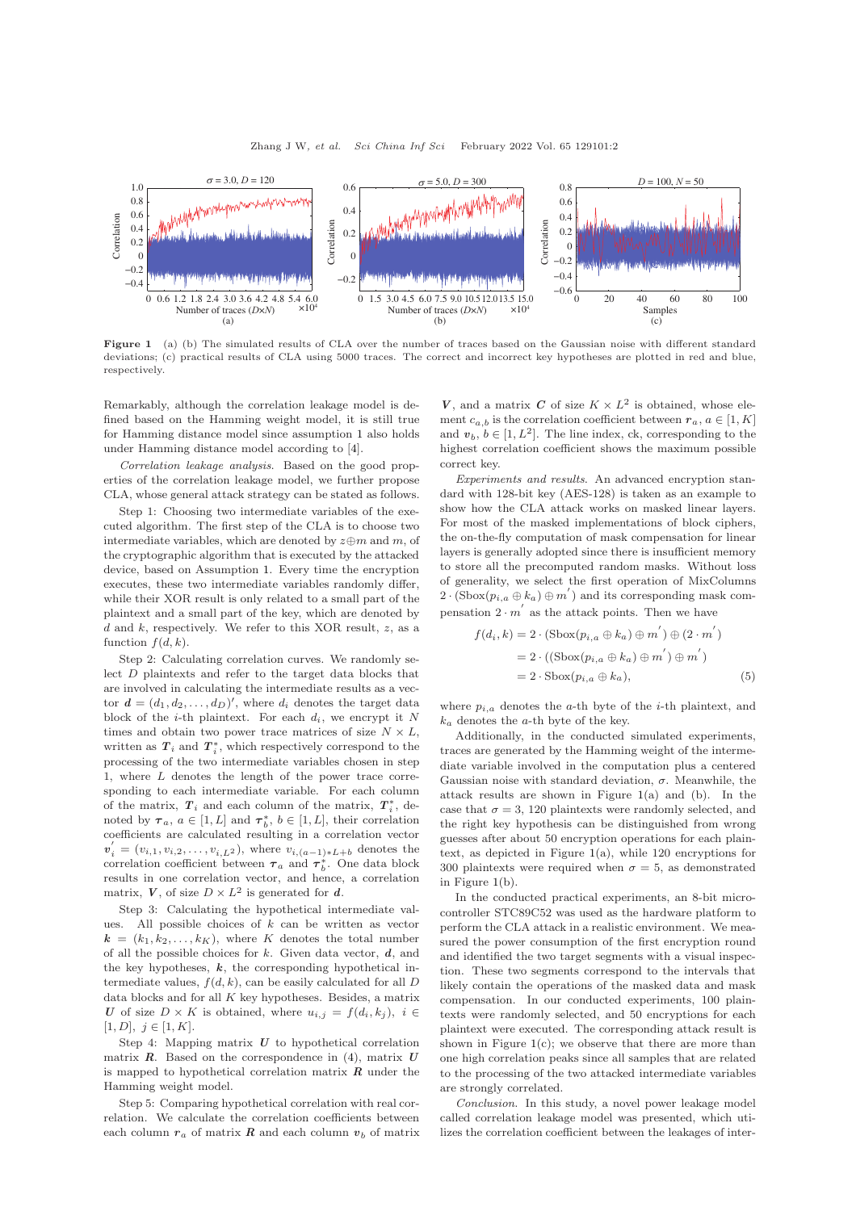Figure 1 (a) (b) The simulated results of CLA over the number of traces based on the Gaussian noise with different standard deviations; (c) practical results of CLA using 5000 traces. The correct and incorrect key hypotheses are plotted in red and blue, respectively.

Remarkably, although the correlation leakage model is defined based on the Hamming weight model, it is still true for Hamming distance model since assumption 1 also holds under Hamming distance model according to [4].

*Correlation leakage analysis.* Based on the good properties of the correlation leakage model, we further propose CLA, whose general attack strategy can be stated as follows.

Step 1: Choosing two intermediate variables of the executed algorithm. The first step of the CLA is to choose two intermediate variables, which are denoted by $z \oplus m$ and $m$, of the cryptographic algorithm that is executed by the attacked device, based on Assumption 1. Every time the encryption executes, these two intermediate variables randomly differ, while their XOR result is only related to a small part of the plaintext and a small part of the key, which are denoted by $d$ and $k$, respectively. We refer to this XOR result, $z$, as a function $f(d,k)$.

Step 2: Calculating correlation curves. We randomly select $D$ plaintexts and refer to the target data blocks that are involved in calculating the intermediate results as a vector $\boldsymbol{d} = (d_1, d_2, \ldots, d_D)'$, where $d_i$ denotes the target data block of the $i$-th plaintext. For each $d_i$, we encrypt it $N$ times and obtain two power trace matrices of size $N \times L$, written as $\boldsymbol{T}_i$ and $\boldsymbol{T}_i^*$, which respectively correspond to the processing of the two intermediate variables chosen in step 1, where $L$ denotes the length of the power trace corresponding to each intermediate variable. For each column of the matrix, $\boldsymbol{T}_i$ and each column of the matrix, $\boldsymbol{T}_i^*$, denoted by $\boldsymbol{\tau}_a$, $a \in [1, L]$ and $\boldsymbol{\tau}_b^*$, $b \in [1, L]$, their correlation coefficients are calculated resulting in a correlation vector $\boldsymbol{v}_i' = (v_{i,1}, v_{i,2}, \ldots, v_{i,L^2})$, where $v_{i,(a-1)*L+b}$ denotes the correlation coefficient between $\boldsymbol{\tau}_a$ and $\boldsymbol{\tau}_b^*$. One data block results in one correlation vector, and hence, a correlation matrix, $\boldsymbol{V}$, of size $D \times L^2$ is generated for $\boldsymbol{d}$.

Step 3: Calculating the hypothetical intermediate values. All possible choices of $k$ can be written as vector $\boldsymbol{k} = (k_1, k_2, \ldots, k_K)$, where $K$ denotes the total number of all the possible choices for $k$. Given data vector, $\boldsymbol{d}$, and the key hypotheses, $\boldsymbol{k}$, the corresponding hypothetical intermediate values, $f(d,k)$, can be easily calculated for all $D$ data blocks and for all $K$ key hypotheses. Besides, a matrix $\boldsymbol{U}$ of size $D \times K$ is obtained, where $u_{i,j} = f(d_i, k_j)$, $i \in [1, D]$, $j \in [1, K]$.

Step 4: Mapping matrix $\boldsymbol{U}$ to hypothetical correlation matrix $\boldsymbol{R}$. Based on the correspondence in (4), matrix $\boldsymbol{U}$ is mapped to hypothetical correlation matrix $\boldsymbol{R}$ under the Hamming weight model.

Step 5: Comparing hypothetical correlation with real correlation. We calculate the correlation coefficients between each column $\boldsymbol{r}_a$ of matrix $\boldsymbol{R}$ and each column $\boldsymbol{v}_b$ of matrix $\boldsymbol{V}$, and a matrix $\boldsymbol{C}$ of size $K \times L^2$ is obtained, whose element $c_{a,b}$ is the correlation coefficient between $\boldsymbol{r}_a$, $a \in [1, K]$ and $\boldsymbol{v}_b$, $b \in [1, L^2]$. The line index, ck, corresponding to the highest correlation coefficient shows the maximum possible correct key.

*Experiments and results.* An advanced encryption standard with 128-bit key (AES-128) is taken as an example to show how the CLA attack works on masked linear layers. For most of the masked implementations of block ciphers, the on-the-fly computation of mask compensation for linear layers is generally adopted since there is insufficient memory to store all the precomputed random masks. Without loss of generality, we select the first operation of MixColumns $2 \cdot (\mathrm{Sbox}(p_{i,a} \oplus k_a) \oplus m')$ and its corresponding mask compensation $2 \cdot m'$ as the attack points. Then we have

$$
\begin{aligned}
f(d_i, k) &= 2 \cdot (\mathrm{Sbox}(p_{i,a} \oplus k_a) \oplus m') \oplus (2 \cdot m') \\
&= 2 \cdot ((\mathrm{Sbox}(p_{i,a} \oplus k_a) \oplus m') \oplus m') \\
&= 2 \cdot \mathrm{Sbox}(p_{i,a} \oplus k_a),
\end{aligned}
\tag{5}
$$

where $p_{i,a}$ denotes the $a$-th byte of the $i$-th plaintext, and $k_a$ denotes the $a$-th byte of the key.

Additionally, in the conducted simulated experiments, traces are generated by the Hamming weight of the intermediate variable involved in the computation plus a centered Gaussian noise with standard deviation, $\sigma$. Meanwhile, the attack results are shown in Figure 1(a) and (b). In the case that $\sigma = 3$, 120 plaintexts were randomly selected, and the right key hypothesis can be distinguished from wrong guesses after about 50 encryption operations for each plaintext, as depicted in Figure 1(a), while 120 encryptions for 300 plaintexts were required when $\sigma = 5$, as demonstrated in Figure 1(b).

In the conducted practical experiments, an 8-bit microcontroller STC89C52 was used as the hardware platform to perform the CLA attack in a realistic environment. We measured the power consumption of the first encryption round and identified the two target segments with a visual inspection. These two segments correspond to the intervals that likely contain the operations of the masked data and mask compensation. In our conducted experiments, 100 plaintexts were randomly selected, and 50 encryptions for each plaintext were executed. The corresponding attack result is shown in Figure 1(c); we observe that there are more than one high correlation peaks since all samples that are related to the processing of the two attacked intermediate variables are strongly correlated.

*Conclusion.* In this study, a novel power leakage model called correlation leakage model was presented, which utilizes the correlation coefficient between the leakages of inter-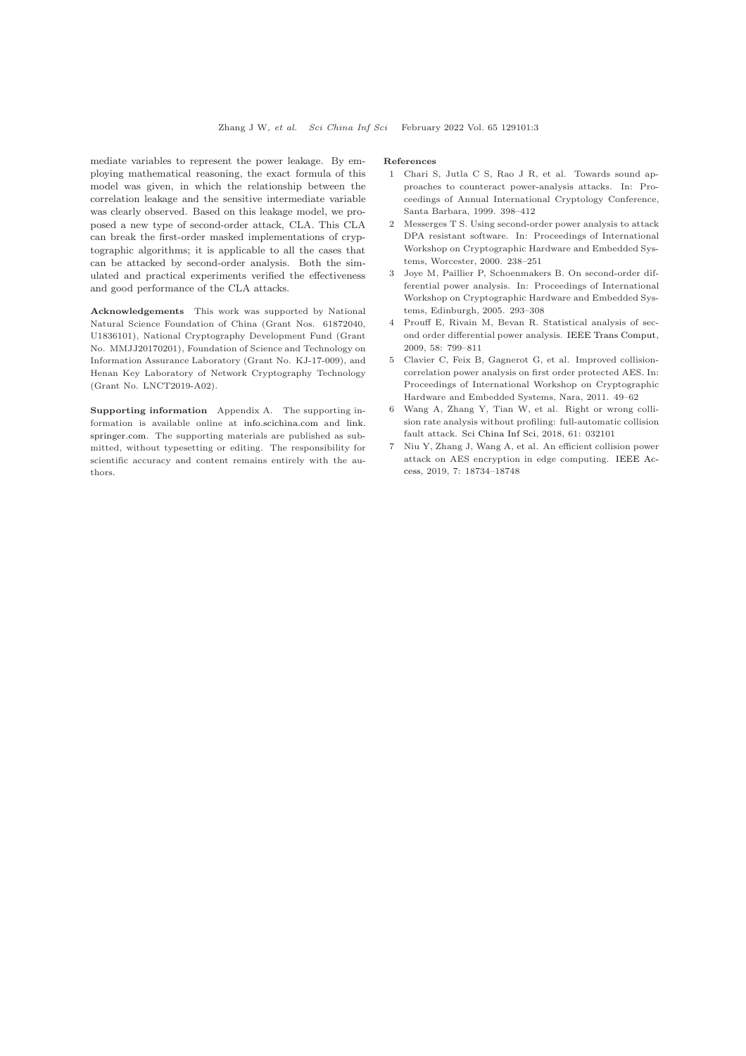mediate variables to represent the power leakage. By employing mathematical reasoning, the exact formula of this model was given, in which the relationship between the correlation leakage and the sensitive intermediate variable was clearly observed. Based on this leakage model, we proposed a new type of second-order attack, CLA. This CLA can break the first-order masked implementations of cryptographic algorithms; it is applicable to all the cases that can be attacked by second-order analysis. Both the simulated and practical experiments verified the effectiveness and good performance of the CLA attacks.

**Acknowledgements** This work was supported by National Natural Science Foundation of China (Grant Nos. 61872040, U1836101), National Cryptography Development Fund (Grant No. MMJJ20170201), Foundation of Science and Technology on Information Assurance Laboratory (Grant No. KJ-17-009), and Henan Key Laboratory of Network Cryptography Technology (Grant No. LNCT2019-A02).

**Supporting information** Appendix A. The supporting information is available online at info.scichina.com and link.springer.com. The supporting materials are published as submitted, without typesetting or editing. The responsibility for scientific accuracy and content remains entirely with the authors.

**References**

1. Chari S, Jutla C S, Rao J R, et al. Towards sound approaches to counteract power-analysis attacks. In: Proceedings of Annual International Cryptology Conference, Santa Barbara, 1999. 398–412
2. Messerges T S. Using second-order power analysis to attack DPA resistant software. In: Proceedings of International Workshop on Cryptographic Hardware and Embedded Systems, Worcester, 2000. 238–251
3. Joye M, Paillier P, Schoenmakers B. On second-order differential power analysis. In: Proceedings of International Workshop on Cryptographic Hardware and Embedded Systems, Edinburgh, 2005. 293–308
4. Prouff E, Rivain M, Bevan R. Statistical analysis of second order differential power analysis. IEEE Trans Comput, 2009, 58: 799–811
5. Clavier C, Feix B, Gagnerot G, et al. Improved collision-correlation power analysis on first order protected AES. In: Proceedings of International Workshop on Cryptographic Hardware and Embedded Systems, Nara, 2011. 49–62
6. Wang A, Zhang Y, Tian W, et al. Right or wrong collision rate analysis without profiling: full-automatic collision fault attack. Sci China Inf Sci, 2018, 61: 032101
7. Niu Y, Zhang J, Wang A, et al. An efficient collision power attack on AES encryption in edge computing. IEEE Access, 2019, 7: 18734–18748